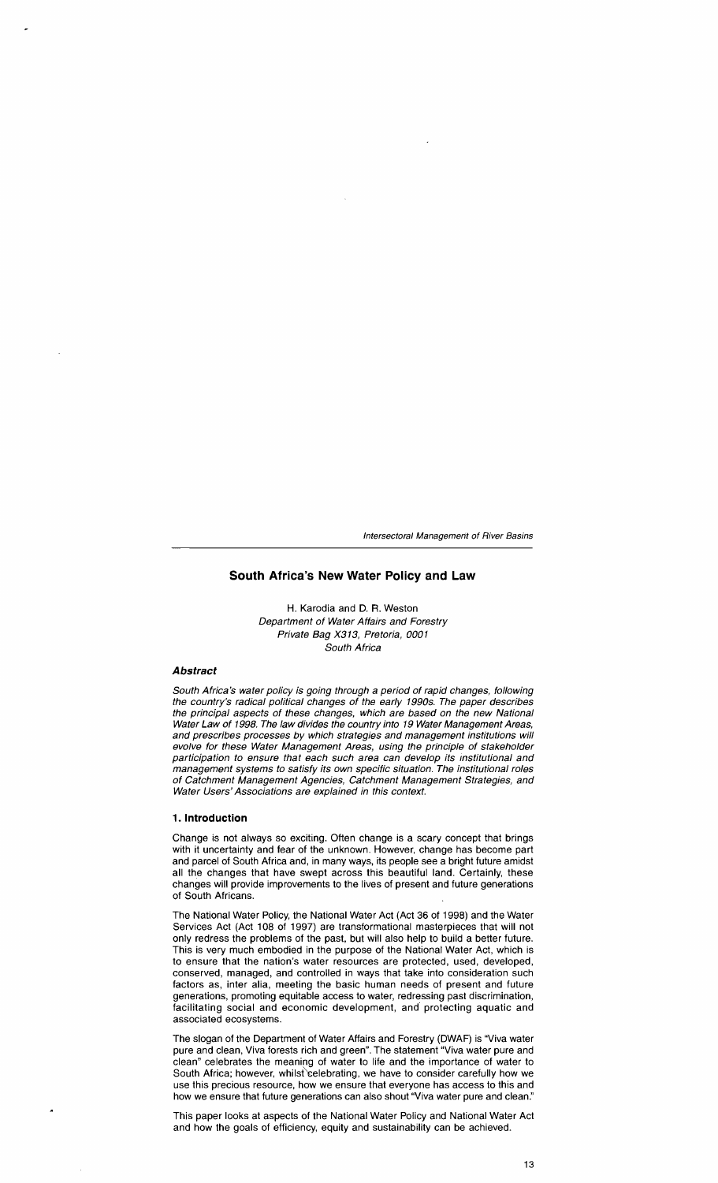# South Africa's New Water Policy and Law

H. Karodia and D. R. Weston
*Department of Water Affairs and Forestry*
*Private Bag X313, Pretoria, 0001*
*South Africa*

### *Abstract*

*South Africa's water policy is going through a period of rapid changes, following the country's radical political changes of the early 1990s. The paper describes the principal aspects of these changes, which are based on the new National Water Law of 1998. The law divides the country into 19 Water Management Areas, and prescribes processes by which strategies and management institutions will evolve for these Water Management Areas, using the principle of stakeholder participation to ensure that each such area can develop its institutional and management systems to satisfy its own specific situation. The institutional roles of Catchment Management Agencies, Catchment Management Strategies, and Water Users' Associations are explained in this context.*

## 1. Introduction

Change is not always so exciting. Often change is a scary concept that brings with it uncertainty and fear of the unknown. However, change has become part and parcel of South Africa and, in many ways, its people see a bright future amidst all the changes that have swept across this beautiful land. Certainly, these changes will provide improvements to the lives of present and future generations of South Africans.

The National Water Policy, the National Water Act (Act 36 of 1998) and the Water Services Act (Act 108 of 1997) are transformational masterpieces that will not only redress the problems of the past, but will also help to build a better future. This is very much embodied in the purpose of the National Water Act, which is to ensure that the nation's water resources are protected, used, developed, conserved, managed, and controlled in ways that take into consideration such factors as, inter alia, meeting the basic human needs of present and future generations, promoting equitable access to water, redressing past discrimination, facilitating social and economic development, and protecting aquatic and associated ecosystems.

The slogan of the Department of Water Affairs and Forestry (DWAF) is "Viva water pure and clean, Viva forests rich and green". The statement "Viva water pure and clean" celebrates the meaning of water to life and the importance of water to South Africa; however, whilst celebrating, we have to consider carefully how we use this precious resource, how we ensure that everyone has access to this and how we ensure that future generations can also shout "Viva water pure and clean."

This paper looks at aspects of the National Water Policy and National Water Act and how the goals of efficiency, equity and sustainability can be achieved.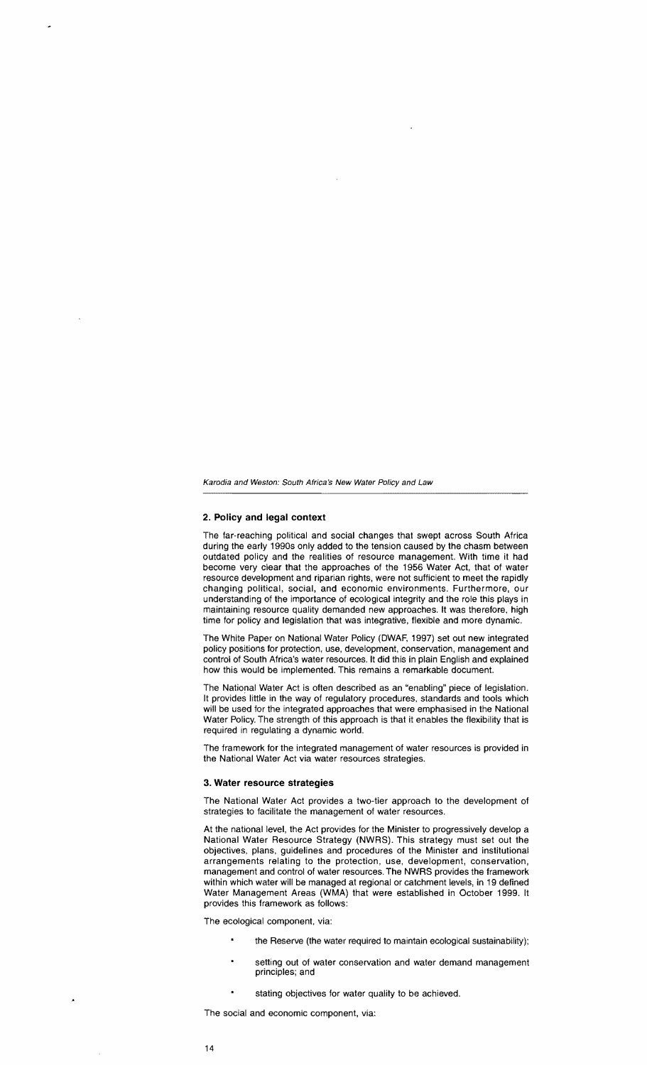## 2. Policy and legal context

The far-reaching political and social changes that swept across South Africa during the early 1990s only added to the tension caused by the chasm between outdated policy and the realities of resource management. With time it had become very clear that the approaches of the 1956 Water Act, that of water resource development and riparian rights, were not sufficient to meet the rapidly changing political, social, and economic environments. Furthermore, our understanding of the importance of ecological integrity and the role this plays in maintaining resource quality demanded new approaches. It was therefore, high time for policy and legislation that was integrative, flexible and more dynamic.

The White Paper on National Water Policy (DWAF, 1997) set out new integrated policy positions for protection, use, development, conservation, management and control of South Africa's water resources. It did this in plain English and explained how this would be implemented. This remains a remarkable document.

The National Water Act is often described as an "enabling" piece of legislation. It provides little in the way of regulatory procedures, standards and tools which will be used for the integrated approaches that were emphasised in the National Water Policy. The strength of this approach is that it enables the flexibility that is required in regulating a dynamic world.

The framework for the integrated management of water resources is provided in the National Water Act via water resources strategies.

## 3. Water resource strategies

The National Water Act provides a two-tier approach to the development of strategies to facilitate the management of water resources.

At the national level, the Act provides for the Minister to progressively develop a National Water Resource Strategy (NWRS). This strategy must set out the objectives, plans, guidelines and procedures of the Minister and institutional arrangements relating to the protection, use, development, conservation, management and control of water resources. The NWRS provides the framework within which water will be managed at regional or catchment levels, in 19 defined Water Management Areas (WMA) that were established in October 1999. It provides this framework as follows:

The ecological component, via:

- the Reserve (the water required to maintain ecological sustainability);
- setting out of water conservation and water demand management principles; and
- stating objectives for water quality to be achieved.

The social and economic component, via: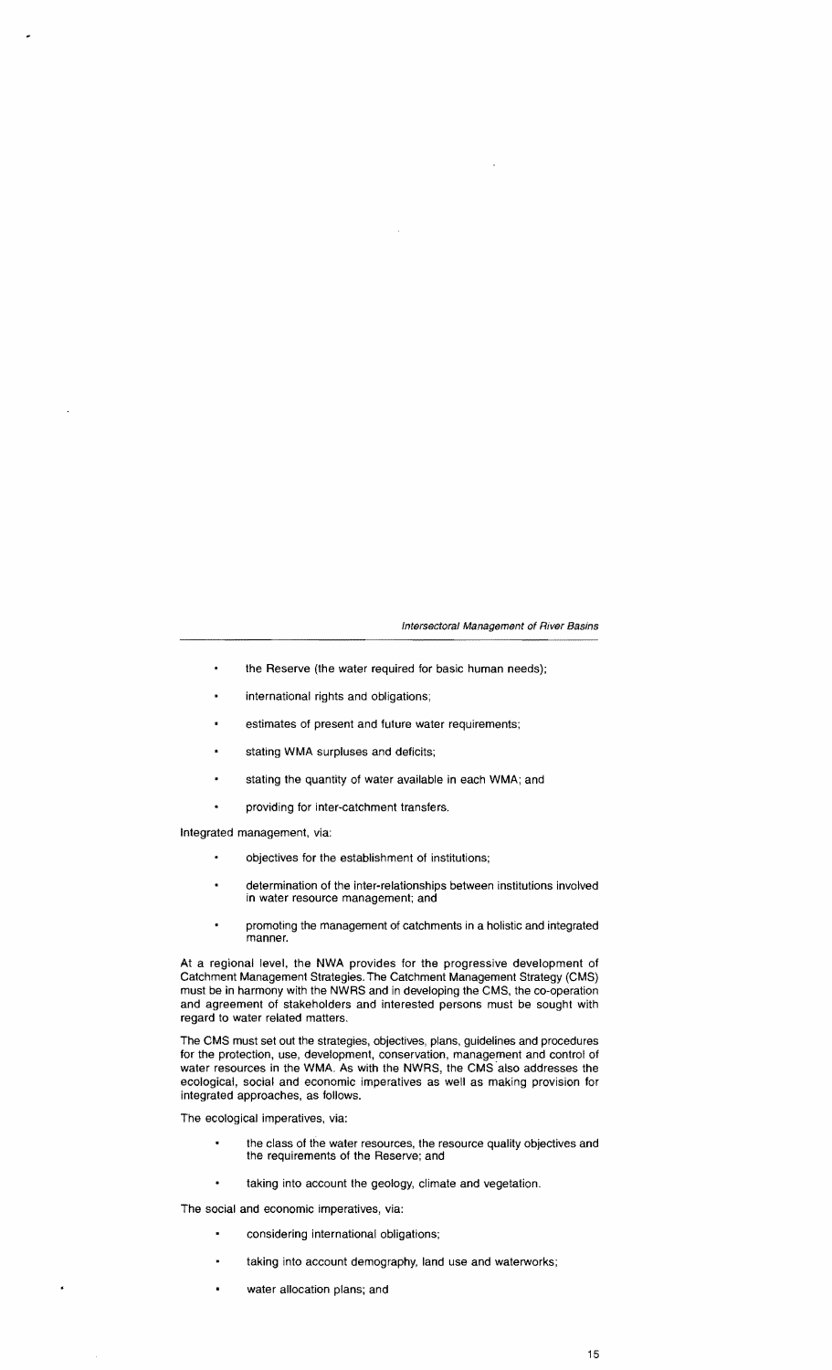- the Reserve (the water required for basic human needs);
- international rights and obligations;
- estimates of present and future water requirements;
- stating WMA surpluses and deficits;
- stating the quantity of water available in each WMA; and
- providing for inter-catchment transfers.

Integrated management, via:

- objectives for the establishment of institutions;
- determination of the inter-relationships between institutions involved in water resource management; and
- promoting the management of catchments in a holistic and integrated manner.

At a regional level, the NWA provides for the progressive development of Catchment Management Strategies. The Catchment Management Strategy (CMS) must be in harmony with the NWRS and in developing the CMS, the co-operation and agreement of stakeholders and interested persons must be sought with regard to water related matters.

The CMS must set out the strategies, objectives, plans, guidelines and procedures for the protection, use, development, conservation, management and control of water resources in the WMA. As with the NWRS, the CMS also addresses the ecological, social and economic imperatives as well as making provision for integrated approaches, as follows.

The ecological imperatives, via:

- the class of the water resources, the resource quality objectives and the requirements of the Reserve; and
- taking into account the geology, climate and vegetation.

The social and economic imperatives, via:

- considering international obligations;
- taking into account demography, land use and waterworks;
- water allocation plans; and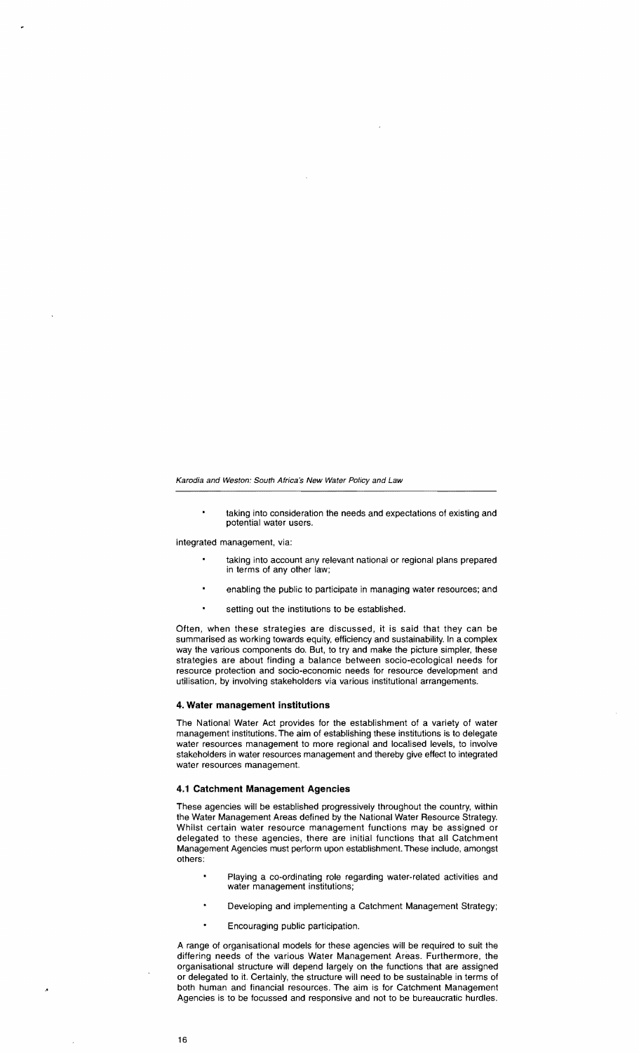- taking into consideration the needs and expectations of existing and potential water users.

integrated management, via:

- taking into account any relevant national or regional plans prepared in terms of any other law;
- enabling the public to participate in managing water resources; and
- setting out the institutions to be established.

Often, when these strategies are discussed, it is said that they can be summarised as working towards equity, efficiency and sustainability. In a complex way the various components do. But, to try and make the picture simpler, these strategies are about finding a balance between socio-ecological needs for resource protection and socio-economic needs for resource development and utilisation, by involving stakeholders via various institutional arrangements.

### 4. Water management institutions

The National Water Act provides for the establishment of a variety of water management institutions. The aim of establishing these institutions is to delegate water resources management to more regional and localised levels, to involve stakeholders in water resources management and thereby give effect to integrated water resources management.

#### 4.1 Catchment Management Agencies

These agencies will be established progressively throughout the country, within the Water Management Areas defined by the National Water Resource Strategy. Whilst certain water resource management functions may be assigned or delegated to these agencies, there are initial functions that all Catchment Management Agencies must perform upon establishment. These include, amongst others:

- Playing a co-ordinating role regarding water-related activities and water management institutions;
- Developing and implementing a Catchment Management Strategy;
- Encouraging public participation.

A range of organisational models for these agencies will be required to suit the differing needs of the various Water Management Areas. Furthermore, the organisational structure will depend largely on the functions that are assigned or delegated to it. Certainly, the structure will need to be sustainable in terms of both human and financial resources. The aim is for Catchment Management Agencies is to be focussed and responsive and not to be bureaucratic hurdles.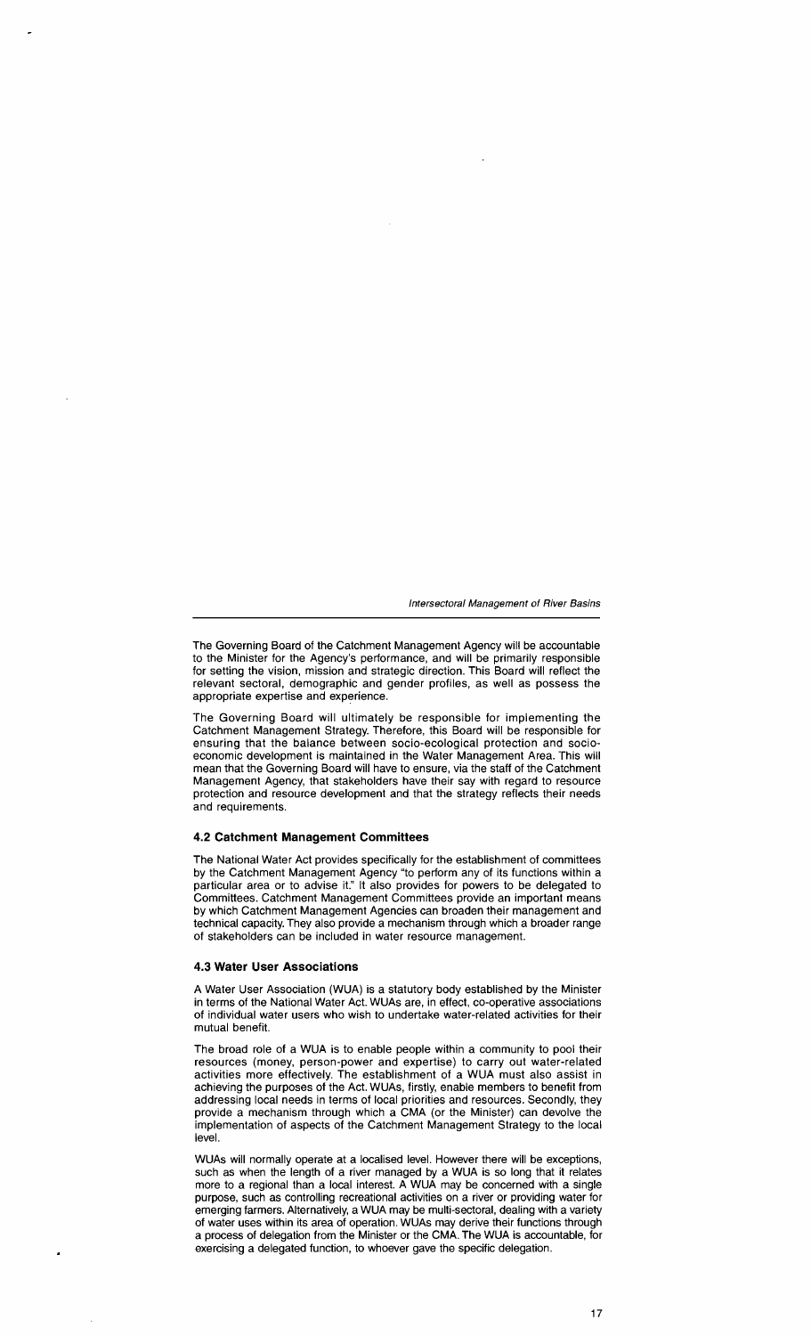The Governing Board of the Catchment Management Agency will be accountable to the Minister for the Agency's performance, and will be primarily responsible for setting the vision, mission and strategic direction. This Board will reflect the relevant sectoral, demographic and gender profiles, as well as possess the appropriate expertise and experience.

The Governing Board will ultimately be responsible for implementing the Catchment Management Strategy. Therefore, this Board will be responsible for ensuring that the balance between socio-ecological protection and socio-economic development is maintained in the Water Management Area. This will mean that the Governing Board will have to ensure, via the staff of the Catchment Management Agency, that stakeholders have their say with regard to resource protection and resource development and that the strategy reflects their needs and requirements.

### 4.2 Catchment Management Committees

The National Water Act provides specifically for the establishment of committees by the Catchment Management Agency "to perform any of its functions within a particular area or to advise it." It also provides for powers to be delegated to Committees. Catchment Management Committees provide an important means by which Catchment Management Agencies can broaden their management and technical capacity. They also provide a mechanism through which a broader range of stakeholders can be included in water resource management.

### 4.3 Water User Associations

A Water User Association (WUA) is a statutory body established by the Minister in terms of the National Water Act. WUAs are, in effect, co-operative associations of individual water users who wish to undertake water-related activities for their mutual benefit.

The broad role of a WUA is to enable people within a community to pool their resources (money, person-power and expertise) to carry out water-related activities more effectively. The establishment of a WUA must also assist in achieving the purposes of the Act. WUAs, firstly, enable members to benefit from addressing local needs in terms of local priorities and resources. Secondly, they provide a mechanism through which a CMA (or the Minister) can devolve the implementation of aspects of the Catchment Management Strategy to the local level.

WUAs will normally operate at a localised level. However there will be exceptions, such as when the length of a river managed by a WUA is so long that it relates more to a regional than a local interest. A WUA may be concerned with a single purpose, such as controlling recreational activities on a river or providing water for emerging farmers. Alternatively, a WUA may be multi-sectoral, dealing with a variety of water uses within its area of operation. WUAs may derive their functions through a process of delegation from the Minister or the CMA. The WUA is accountable, for exercising a delegated function, to whoever gave the specific delegation.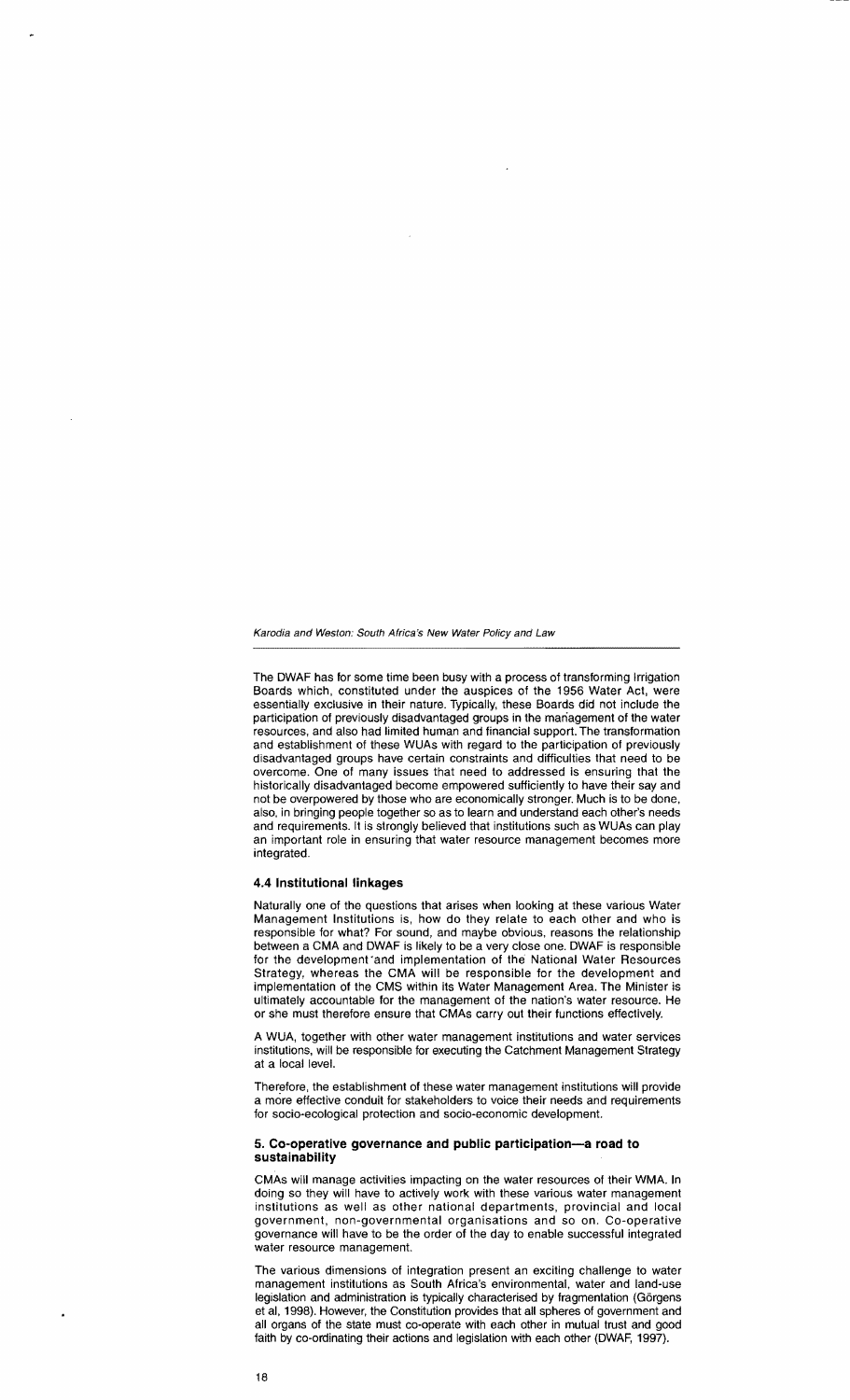The DWAF has for some time been busy with a process of transforming Irrigation Boards which, constituted under the auspices of the 1956 Water Act, were essentially exclusive in their nature. Typically, these Boards did not include the participation of previously disadvantaged groups in the management of the water resources, and also had limited human and financial support. The transformation and establishment of these WUAs with regard to the participation of previously disadvantaged groups have certain constraints and difficulties that need to be overcome. One of many issues that need to addressed is ensuring that the historically disadvantaged become empowered sufficiently to have their say and not be overpowered by those who are economically stronger. Much is to be done, also, in bringing people together so as to learn and understand each other's needs and requirements. It is strongly believed that institutions such as WUAs can play an important role in ensuring that water resource management becomes more integrated.

### 4.4 Institutional linkages

Naturally one of the questions that arises when looking at these various Water Management Institutions is, how do they relate to each other and who is responsible for what? For sound, and maybe obvious, reasons the relationship between a CMA and DWAF is likely to be a very close one. DWAF is responsible for the development and implementation of the National Water Resources Strategy, whereas the CMA will be responsible for the development and implementation of the CMS within its Water Management Area. The Minister is ultimately accountable for the management of the nation's water resource. He or she must therefore ensure that CMAs carry out their functions effectively.

A WUA, together with other water management institutions and water services institutions, will be responsible for executing the Catchment Management Strategy at a local level.

Therefore, the establishment of these water management institutions will provide a more effective conduit for stakeholders to voice their needs and requirements for socio-ecological protection and socio-economic development.

## 5. Co-operative governance and public participation—a road to sustainability

CMAs will manage activities impacting on the water resources of their WMA. In doing so they will have to actively work with these various water management institutions as well as other national departments, provincial and local government, non-governmental organisations and so on. Co-operative governance will have to be the order of the day to enable successful integrated water resource management.

The various dimensions of integration present an exciting challenge to water management institutions as South Africa's environmental, water and land-use legislation and administration is typically characterised by fragmentation (Görgens et al, 1998). However, the Constitution provides that all spheres of government and all organs of the state must co-operate with each other in mutual trust and good faith by co-ordinating their actions and legislation with each other (DWAF, 1997).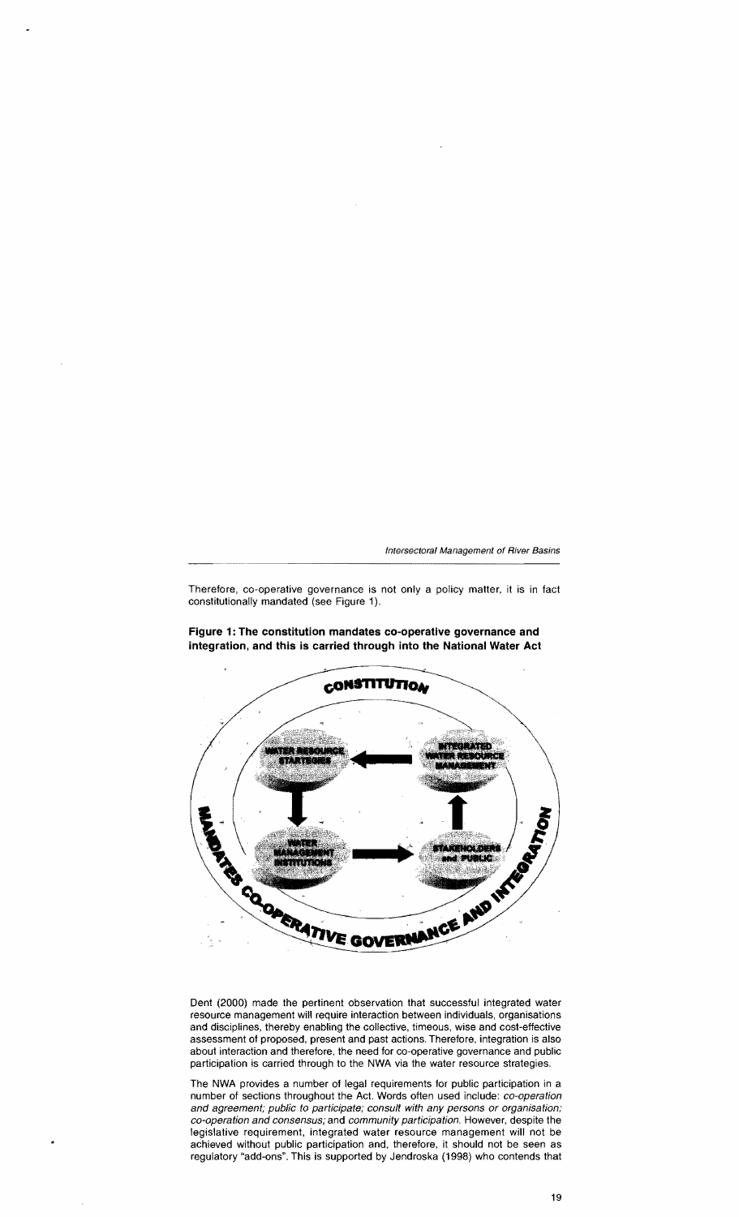Therefore, co-operative governance is not only a policy matter, it is in fact constitutionally mandated (see Figure 1).

**Figure 1: The constitution mandates co-operative governance and integration, and this is carried through into the National Water Act**

Dent (2000) made the pertinent observation that successful integrated water resource management will require interaction between individuals, organisations and disciplines, thereby enabling the collective, timeous, wise and cost-effective assessment of proposed, present and past actions. Therefore, integration is also about interaction and therefore, the need for co-operative governance and public participation is carried through to the NWA via the water resource strategies.

The NWA provides a number of legal requirements for public participation in a number of sections throughout the Act. Words often used include: *co-operation and agreement; public to participate; consult with any persons or organisation; co-operation and consensus;* and *community participation*. However, despite the legislative requirement, integrated water resource management will not be achieved without public participation and, therefore, it should not be seen as regulatory "add-ons". This is supported by Jendroska (1998) who contends that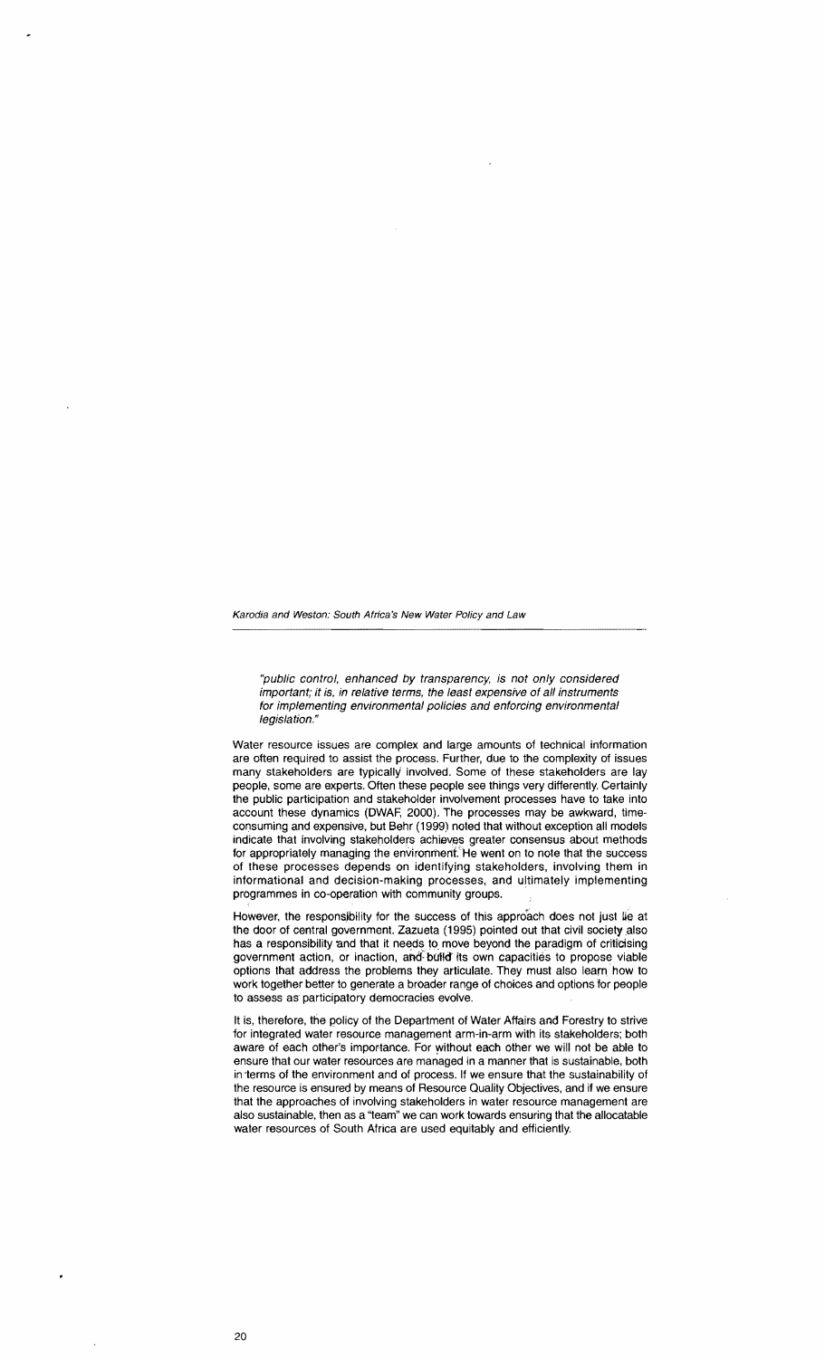*"public control, enhanced by transparency, is not only considered important; it is, in relative terms, the least expensive of all instruments for implementing environmental policies and enforcing environmental legislation."*

Water resource issues are complex and large amounts of technical information are often required to assist the process. Further, due to the complexity of issues many stakeholders are typically involved. Some of these stakeholders are lay people, some are experts. Often these people see things very differently. Certainly the public participation and stakeholder involvement processes have to take into account these dynamics (DWAF, 2000). The processes may be awkward, time-consuming and expensive, but Behr (1999) noted that without exception all models indicate that involving stakeholders achieves greater consensus about methods for appropriately managing the environment. He went on to note that the success of these processes depends on identifying stakeholders, involving them in informational and decision-making processes, and ultimately implementing programmes in co-operation with community groups.

However, the responsibility for the success of this approach does not just lie at the door of central government. Zazueta (1995) pointed out that civil society also has a responsibility and that it needs to move beyond the paradigm of criticising government action, or inaction, and build its own capacities to propose viable options that address the problems they articulate. They must also learn how to work together better to generate a broader range of choices and options for people to assess as participatory democracies evolve.

It is, therefore, the policy of the Department of Water Affairs and Forestry to strive for integrated water resource management arm-in-arm with its stakeholders; both aware of each other's importance. For without each other we will not be able to ensure that our water resources are managed in a manner that is sustainable, both in terms of the environment and of process. If we ensure that the sustainability of the resource is ensured by means of Resource Quality Objectives, and if we ensure that the approaches of involving stakeholders in water resource management are also sustainable, then as a "team" we can work towards ensuring that the allocatable water resources of South Africa are used equitably and efficiently.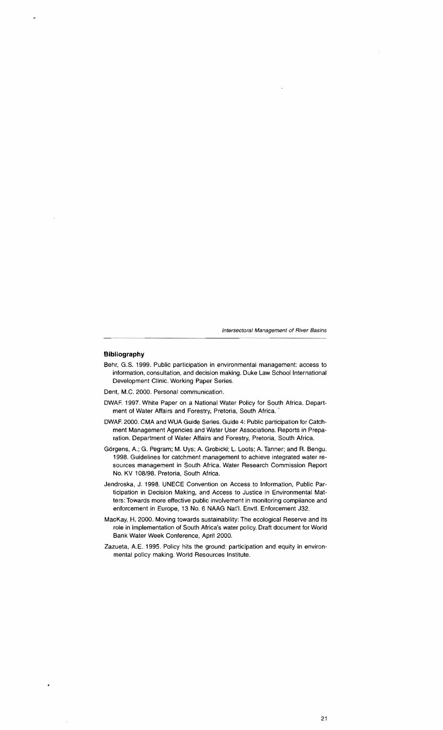## Bibliography

Behr, G.S. 1999. Public participation in environmental management: access to information, consultation, and decision making. Duke Law School International Development Clinic. Working Paper Series.

Dent, M.C. 2000. Personal communication.

DWAF. 1997. White Paper on a National Water Policy for South Africa. Department of Water Affairs and Forestry, Pretoria, South Africa.

DWAF. 2000. CMA and WUA Guide Series. Guide 4: Public participation for Catchment Management Agencies and Water User Associations. Reports in Preparation. Department of Water Affairs and Forestry, Pretoria, South Africa.

Görgens, A.; G. Pegram; M. Uys; A. Grobicki; L. Loots; A. Tanner; and R. Bengu. 1998. Guidelines for catchment management to achieve integrated water resources management in South Africa. Water Research Commission Report No. KV 108/98. Pretoria, South Africa.

Jendroska, J. 1998. UNECE Convention on Access to Information, Public Participation in Decision Making, and Access to Justice in Environmental Matters: Towards more effective public involvement in monitoring compliance and enforcement in Europe, 13 No. 6 NAAG Nat'l. Envtl. Enforcement J32.

MacKay, H. 2000. Moving towards sustainability: The ecological Reserve and its role in implementation of South Africa's water policy. Draft document for World Bank Water Week Conference, April 2000.

Zazueta, A.E. 1995. Policy hits the ground: participation and equity in environmental policy making. World Resources Institute.